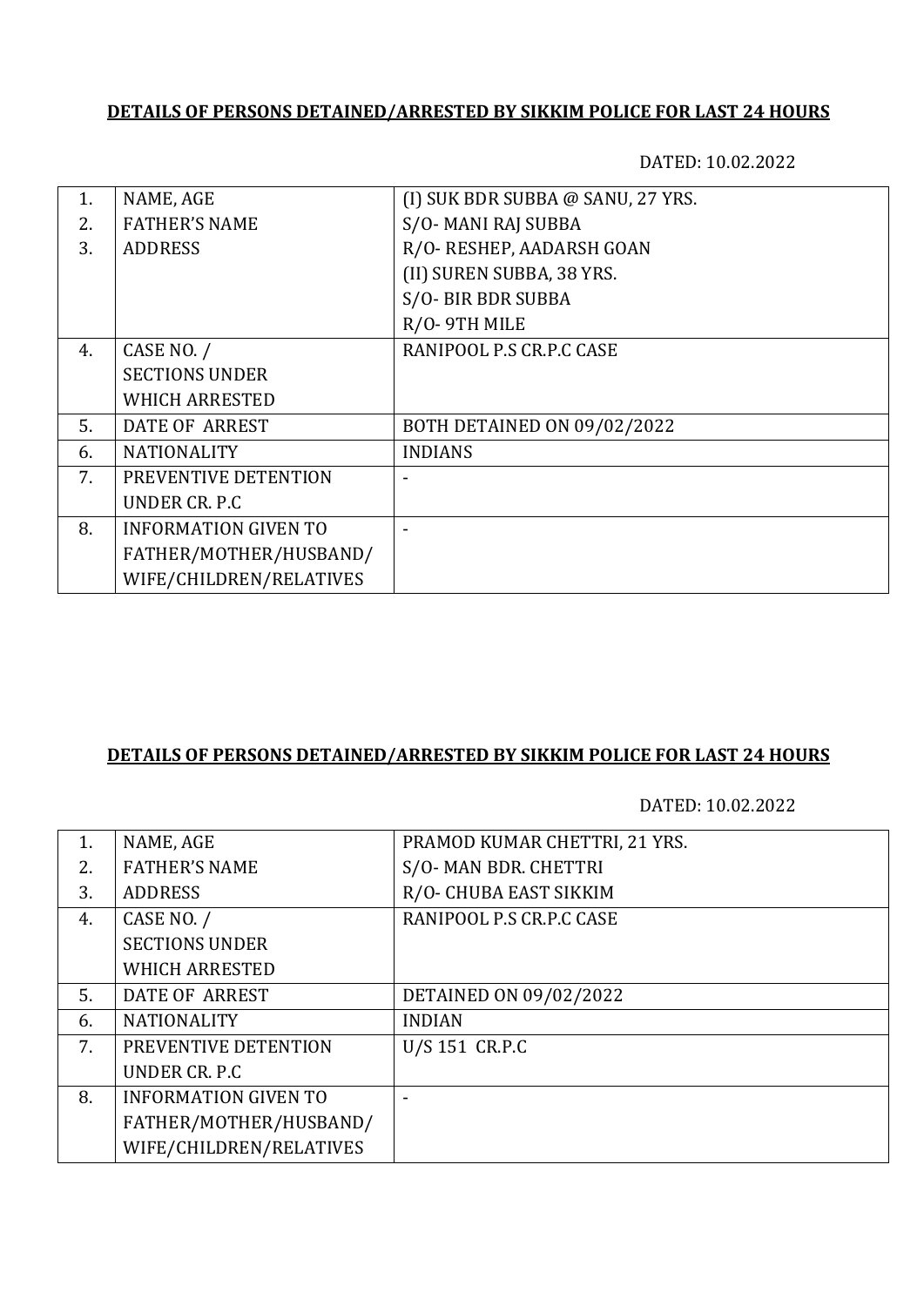**DETAILS OF PERSONS DETAINED/ARRESTED BY SIKKIM POLICE FOR LAST 24 HOURS**

DATED: 10.02.2022

| | | |
|---|---|---|
| 1.<br>2.<br>3. | NAME, AGE<br>FATHER'S NAME<br>ADDRESS | (I) SUK BDR SUBBA @ SANU, 27 YRS.<br>S/O- MANI RAJ SUBBA<br>R/O- RESHEP, AADARSH GOAN<br>(II) SUREN SUBBA, 38 YRS.<br>S/O- BIR BDR SUBBA<br>R/O- 9TH MILE |
| 4. | CASE NO. /<br>SECTIONS UNDER<br>WHICH ARRESTED | RANIPOOL P.S CR.P.C CASE |
| 5. | DATE OF ARREST | BOTH DETAINED ON 09/02/2022 |
| 6. | NATIONALITY | INDIANS |
| 7. | PREVENTIVE DETENTION<br>UNDER CR. P.C | - |
| 8. | INFORMATION GIVEN TO<br>FATHER/MOTHER/HUSBAND/<br>WIFE/CHILDREN/RELATIVES | - |

**DETAILS OF PERSONS DETAINED/ARRESTED BY SIKKIM POLICE FOR LAST 24 HOURS**

DATED: 10.02.2022

| | | |
|---|---|---|
| 1.<br>2.<br>3. | NAME, AGE<br>FATHER'S NAME<br>ADDRESS | PRAMOD KUMAR CHETTRI, 21 YRS.<br>S/O- MAN BDR. CHETTRI<br>R/O- CHUBA EAST SIKKIM |
| 4. | CASE NO. /<br>SECTIONS UNDER<br>WHICH ARRESTED | RANIPOOL P.S CR.P.C CASE |
| 5. | DATE OF ARREST | DETAINED ON 09/02/2022 |
| 6. | NATIONALITY | INDIAN |
| 7. | PREVENTIVE DETENTION<br>UNDER CR. P.C | U/S 151 CR.P.C |
| 8. | INFORMATION GIVEN TO<br>FATHER/MOTHER/HUSBAND/<br>WIFE/CHILDREN/RELATIVES | - |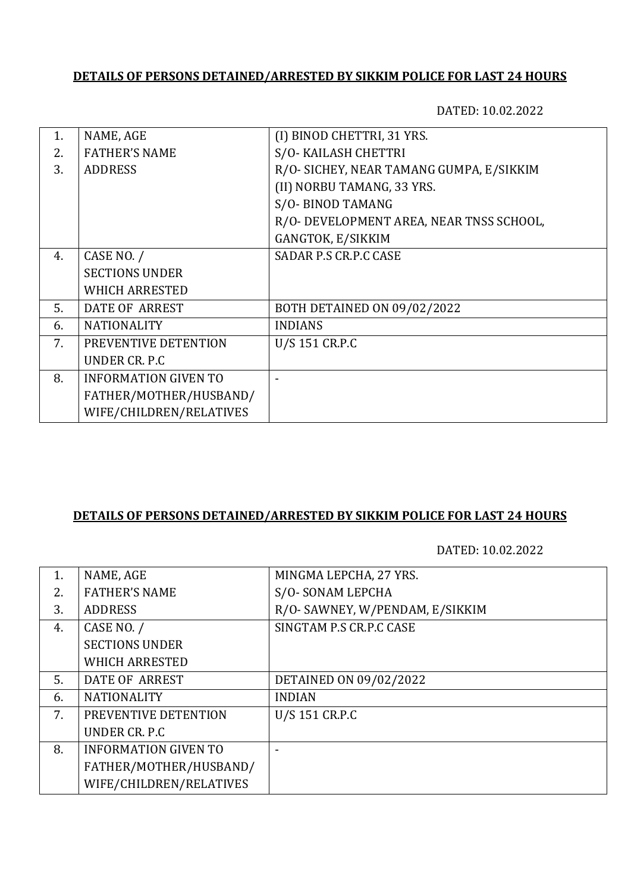**DETAILS OF PERSONS DETAINED/ARRESTED BY SIKKIM POLICE FOR LAST 24 HOURS**

DATED: 10.02.2022

| | | |
|---|---|---|
| 1. | NAME, AGE | (I) BINOD CHETTRI, 31 YRS. |
| 2. | FATHER'S NAME | S/O- KAILASH CHETTRI |
| 3. | ADDRESS | R/O- SICHEY, NEAR TAMANG GUMPA, E/SIKKIM<br>(II) NORBU TAMANG, 33 YRS.<br>S/O- BINOD TAMANG<br>R/O- DEVELOPMENT AREA, NEAR TNSS SCHOOL, GANGTOK, E/SIKKIM |
| 4. | CASE NO. / SECTIONS UNDER WHICH ARRESTED | SADAR P.S CR.P.C CASE |
| 5. | DATE OF ARREST | BOTH DETAINED ON 09/02/2022 |
| 6. | NATIONALITY | INDIANS |
| 7. | PREVENTIVE DETENTION UNDER CR. P.C | U/S 151 CR.P.C |
| 8. | INFORMATION GIVEN TO FATHER/MOTHER/HUSBAND/ WIFE/CHILDREN/RELATIVES | - |

**DETAILS OF PERSONS DETAINED/ARRESTED BY SIKKIM POLICE FOR LAST 24 HOURS**

DATED: 10.02.2022

| | | |
|---|---|---|
| 1. | NAME, AGE | MINGMA LEPCHA, 27 YRS. |
| 2. | FATHER'S NAME | S/O- SONAM LEPCHA |
| 3. | ADDRESS | R/O- SAWNEY, W/PENDAM, E/SIKKIM |
| 4. | CASE NO. / SECTIONS UNDER WHICH ARRESTED | SINGTAM P.S CR.P.C CASE |
| 5. | DATE OF ARREST | DETAINED ON 09/02/2022 |
| 6. | NATIONALITY | INDIAN |
| 7. | PREVENTIVE DETENTION UNDER CR. P.C | U/S 151 CR.P.C |
| 8. | INFORMATION GIVEN TO FATHER/MOTHER/HUSBAND/ WIFE/CHILDREN/RELATIVES | - |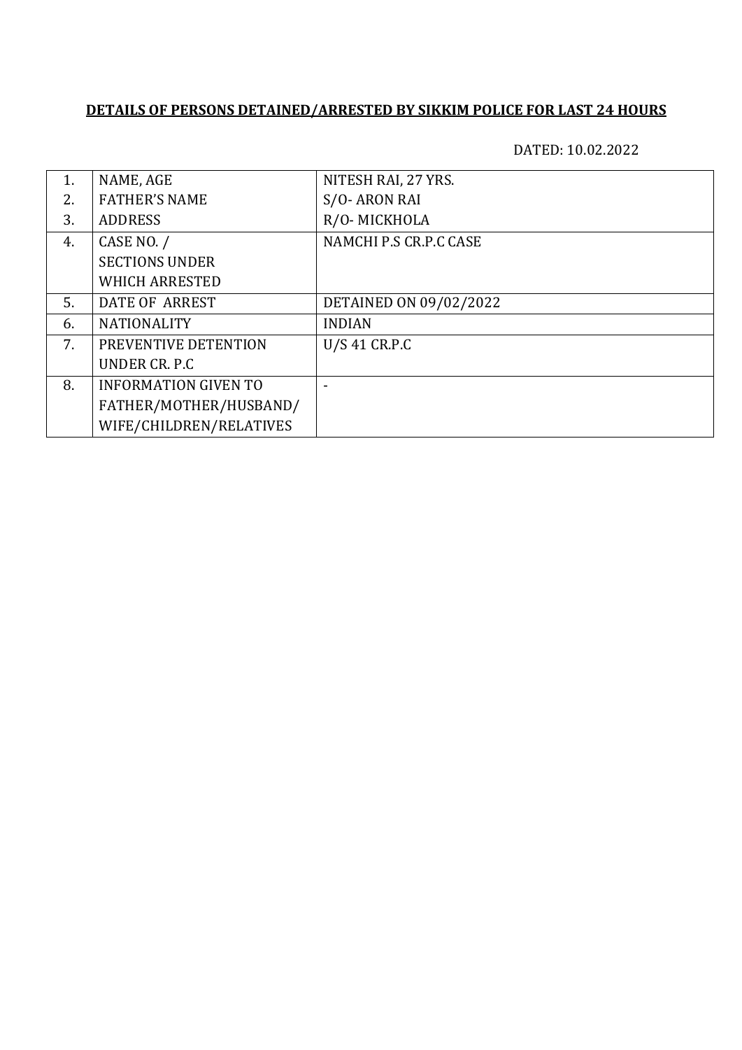**DETAILS OF PERSONS DETAINED/ARRESTED BY SIKKIM POLICE FOR LAST 24 HOURS**

DATED: 10.02.2022

| | | |
|---|---|---|
| 1. | NAME, AGE | NITESH RAI, 27 YRS. |
| 2. | FATHER'S NAME | S/O- ARON RAI |
| 3. | ADDRESS | R/O- MICKHOLA |
| 4. | CASE NO. / SECTIONS UNDER WHICH ARRESTED | NAMCHI P.S CR.P.C CASE |
| 5. | DATE OF ARREST | DETAINED ON 09/02/2022 |
| 6. | NATIONALITY | INDIAN |
| 7. | PREVENTIVE DETENTION UNDER CR. P.C | U/S 41 CR.P.C |
| 8. | INFORMATION GIVEN TO FATHER/MOTHER/HUSBAND/ WIFE/CHILDREN/RELATIVES | - |